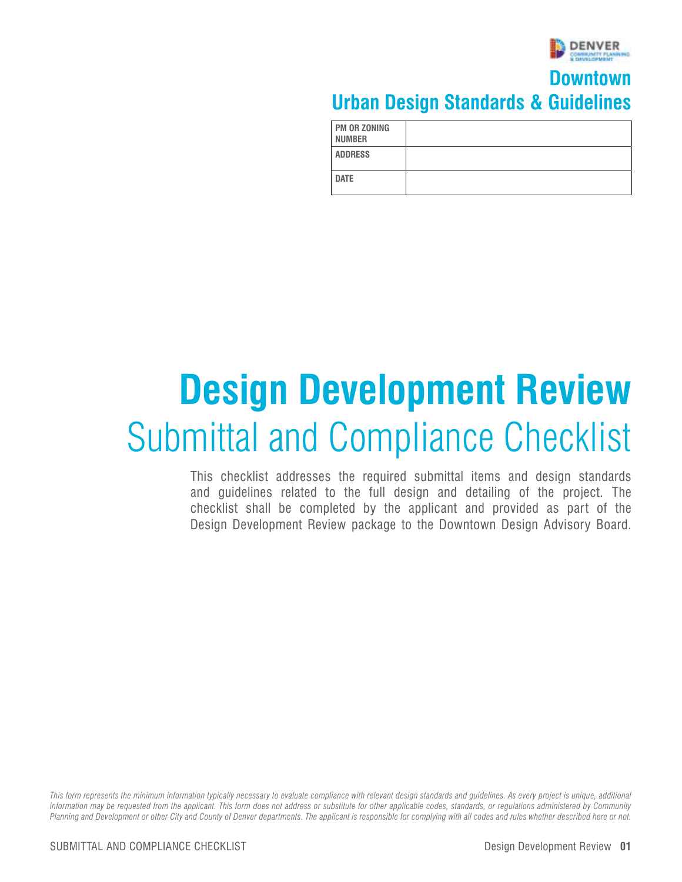DENVER COMMUNITY PLANNING & DEVELOPMENT

## Downtown Urban Design Standards & Guidelines

| PM OR ZONING NUMBER | |
|---|---|
| ADDRESS | |
| DATE | |

# Design Development Review

## Submittal and Compliance Checklist

This checklist addresses the required submittal items and design standards and guidelines related to the full design and detailing of the project. The checklist shall be completed by the applicant and provided as part of the Design Development Review package to the Downtown Design Advisory Board.

*This form represents the minimum information typically necessary to evaluate compliance with relevant design standards and guidelines. As every project is unique, additional information may be requested from the applicant. This form does not address or substitute for other applicable codes, standards, or regulations administered by Community Planning and Development or other City and County of Denver departments. The applicant is responsible for complying with all codes and rules whether described here or not.*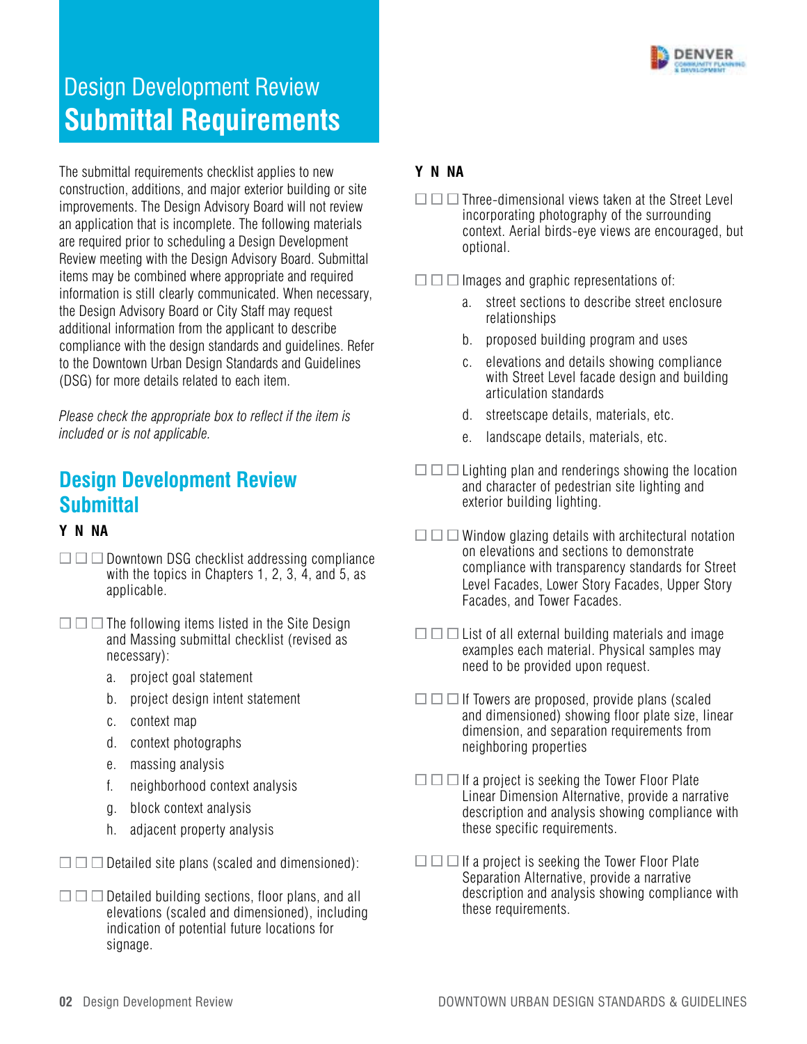# Design Development Review
# **Submittal Requirements**

The submittal requirements checklist applies to new construction, additions, and major exterior building or site improvements. The Design Advisory Board will not review an application that is incomplete. The following materials are required prior to scheduling a Design Development Review meeting with the Design Advisory Board. Submittal items may be combined where appropriate and required information is still clearly communicated. When necessary, the Design Advisory Board or City Staff may request additional information from the applicant to describe compliance with the design standards and guidelines. Refer to the Downtown Urban Design Standards and Guidelines (DSG) for more details related to each item.

*Please check the appropriate box to reflect if the item is included or is not applicable.*

## Design Development Review Submittal

**Y N NA**

☐ ☐ ☐ Downtown DSG checklist addressing compliance with the topics in Chapters 1, 2, 3, 4, and 5, as applicable.

☐ ☐ ☐ The following items listed in the Site Design and Massing submittal checklist (revised as necessary):

a. project goal statement
b. project design intent statement
c. context map
d. context photographs
e. massing analysis
f. neighborhood context analysis
g. block context analysis
h. adjacent property analysis

☐ ☐ ☐ Detailed site plans (scaled and dimensioned):

☐ ☐ ☐ Detailed building sections, floor plans, and all elevations (scaled and dimensioned), including indication of potential future locations for signage.

**Y N NA**

☐ ☐ ☐ Three-dimensional views taken at the Street Level incorporating photography of the surrounding context. Aerial birds-eye views are encouraged, but optional.

☐ ☐ ☐ Images and graphic representations of:

a. street sections to describe street enclosure relationships
b. proposed building program and uses
c. elevations and details showing compliance with Street Level facade design and building articulation standards
d. streetscape details, materials, etc.
e. landscape details, materials, etc.

☐ ☐ ☐ Lighting plan and renderings showing the location and character of pedestrian site lighting and exterior building lighting.

☐ ☐ ☐ Window glazing details with architectural notation on elevations and sections to demonstrate compliance with transparency standards for Street Level Facades, Lower Story Facades, Upper Story Facades, and Tower Facades.

☐ ☐ ☐ List of all external building materials and image examples each material. Physical samples may need to be provided upon request.

☐ ☐ ☐ If Towers are proposed, provide plans (scaled and dimensioned) showing floor plate size, linear dimension, and separation requirements from neighboring properties

☐ ☐ ☐ If a project is seeking the Tower Floor Plate Linear Dimension Alternative, provide a narrative description and analysis showing compliance with these specific requirements.

☐ ☐ ☐ If a project is seeking the Tower Floor Plate Separation Alternative, provide a narrative description and analysis showing compliance with these requirements.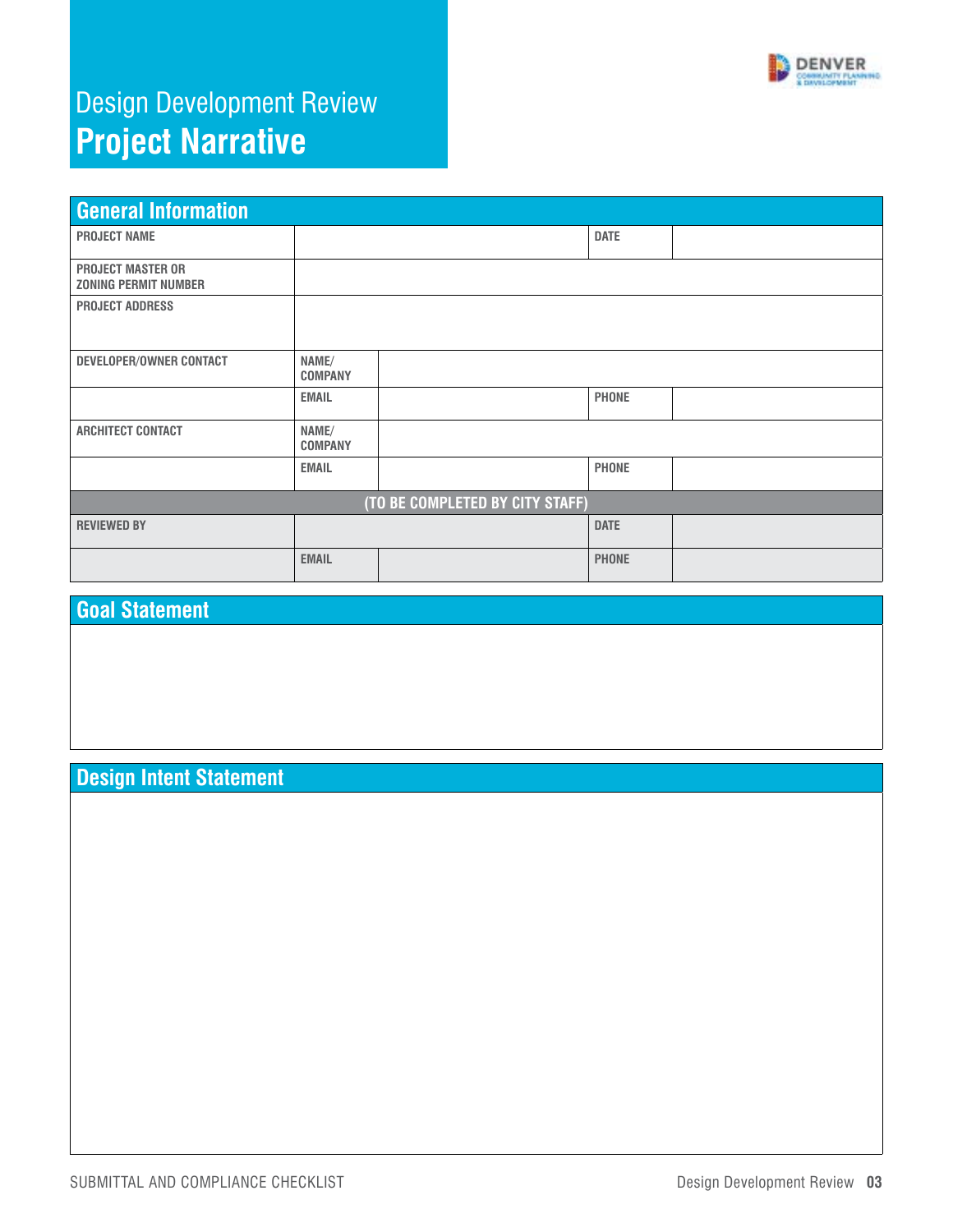# Design Development Review
## Project Narrative

## General Information

| PROJECT NAME | | | DATE | |
|---|---|---|---|---|
| PROJECT MASTER OR ZONING PERMIT NUMBER | | | | |
| PROJECT ADDRESS | | | | |
| DEVELOPER/OWNER CONTACT | NAME/ COMPANY | | | |
| | EMAIL | | PHONE | |
| ARCHITECT CONTACT | NAME/ COMPANY | | | |
| | EMAIL | | PHONE | |
| (TO BE COMPLETED BY CITY STAFF) | | | | |
| REVIEWED BY | | | DATE | |
| | EMAIL | | PHONE | |

## Goal Statement

## Design Intent Statement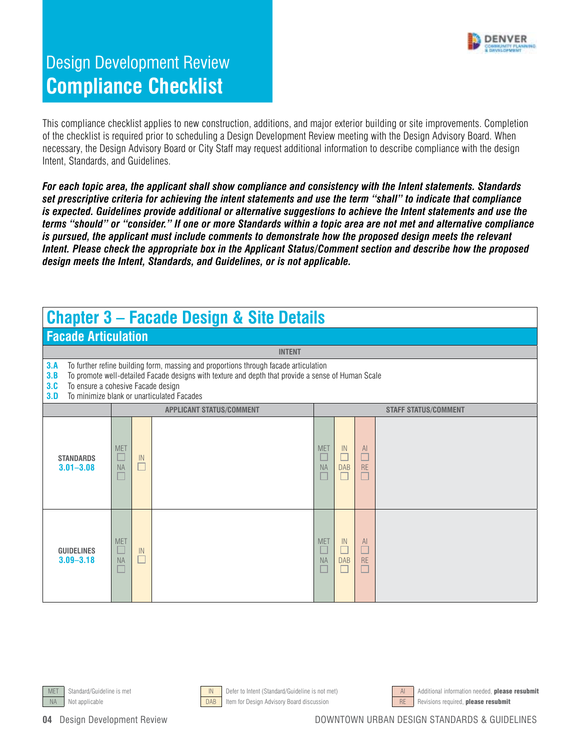# Design Development Review
# Compliance Checklist

This compliance checklist applies to new construction, additions, and major exterior building or site improvements. Completion of the checklist is required prior to scheduling a Design Development Review meeting with the Design Advisory Board. When necessary, the Design Advisory Board or City Staff may request additional information to describe compliance with the design Intent, Standards, and Guidelines.

***For each topic area, the applicant shall show compliance and consistency with the Intent statements. Standards set prescriptive criteria for achieving the intent statements and use the term "shall" to indicate that compliance is expected. Guidelines provide additional or alternative suggestions to achieve the Intent statements and use the terms "should" or "consider." If one or more Standards within a topic area are not met and alternative compliance is pursued, the applicant must include comments to demonstrate how the proposed design meets the relevant Intent. Please check the appropriate box in the Applicant Status/Comment section and describe how the proposed design meets the Intent, Standards, and Guidelines, or is not applicable.***

## Chapter 3 – Facade Design & Site Details

### Facade Articulation

**INTENT**

- **3.A** To further refine building form, massing and proportions through facade articulation
- **3.B** To promote well-detailed Facade designs with texture and depth that provide a sense of Human Scale
- **3.C** To ensure a cohesive Facade design
- **3.D** To minimize blank or unarticulated Facades

| | APPLICANT STATUS/COMMENT | | | STAFF STATUS/COMMENT | | | |
|---|---|---|---|---|---|---|---|
| | | | | | | | |
| **STANDARDS 3.01–3.08** | MET ☐ NA ☐ | IN ☐ | | MET ☐ NA ☐ | IN ☐ DAB ☐ | AI ☐ RE ☐ | |
| **GUIDELINES 3.09–3.18** | MET ☐ NA ☐ | IN ☐ | | MET ☐ NA ☐ | IN ☐ DAB ☐ | AI ☐ RE ☐ | |

MET – Standard/Guideline is met
NA – Not applicable
IN – Defer to Intent (Standard/Guideline is not met)
DAB – Item for Design Advisory Board discussion
AI – Additional information needed, **please resubmit**
RE – Revisions required, **please resubmit**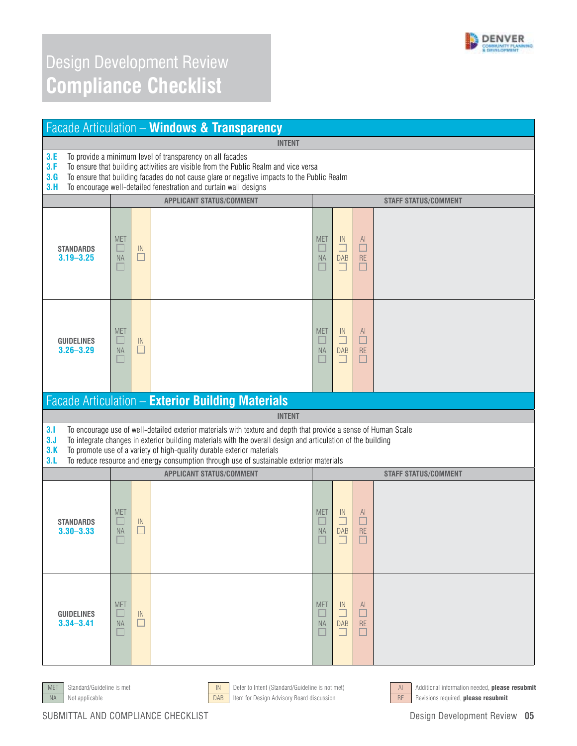# Design Development Review
## Compliance Checklist

## Facade Articulation – **Windows & Transparency**

**INTENT**

**3.E** To provide a minimum level of transparency on all facades
**3.F** To ensure that building activities are visible from the Public Realm and vice versa
**3.G** To ensure that building facades do not cause glare or negative impacts to the Public Realm
**3.H** To encourage well-detailed fenestration and curtain wall designs

| | APPLICANT STATUS/COMMENT | | | STAFF STATUS/COMMENT | | | |
|---|---|---|---|---|---|---|---|
| **STANDARDS 3.19–3.25** | MET ☐ NA ☐ | IN ☐ | | MET ☐ NA ☐ | IN ☐ DAB ☐ | AI ☐ RE ☐ | |
| **GUIDELINES 3.26–3.29** | MET ☐ NA ☐ | IN ☐ | | MET ☐ NA ☐ | IN ☐ DAB ☐ | AI ☐ RE ☐ | |

## Facade Articulation – **Exterior Building Materials**

**INTENT**

**3.I** To encourage use of well-detailed exterior materials with texture and depth that provide a sense of Human Scale
**3.J** To integrate changes in exterior building materials with the overall design and articulation of the building
**3.K** To promote use of a variety of high-quality durable exterior materials
**3.L** To reduce resource and energy consumption through use of sustainable exterior materials

| | APPLICANT STATUS/COMMENT | | | STAFF STATUS/COMMENT | | | |
|---|---|---|---|---|---|---|---|
| **STANDARDS 3.30–3.33** | MET ☐ NA ☐ | IN ☐ | | MET ☐ NA ☐ | IN ☐ DAB ☐ | AI ☐ RE ☐ | |
| **GUIDELINES 3.34–3.41** | MET ☐ NA ☐ | IN ☐ | | MET ☐ NA ☐ | IN ☐ DAB ☐ | AI ☐ RE ☐ | |

MET – Standard/Guideline is met
NA – Not applicable
IN – Defer to Intent (Standard/Guideline is not met)
DAB – Item for Design Advisory Board discussion
AI – Additional information needed, **please resubmit**
RE – Revisions required, **please resubmit**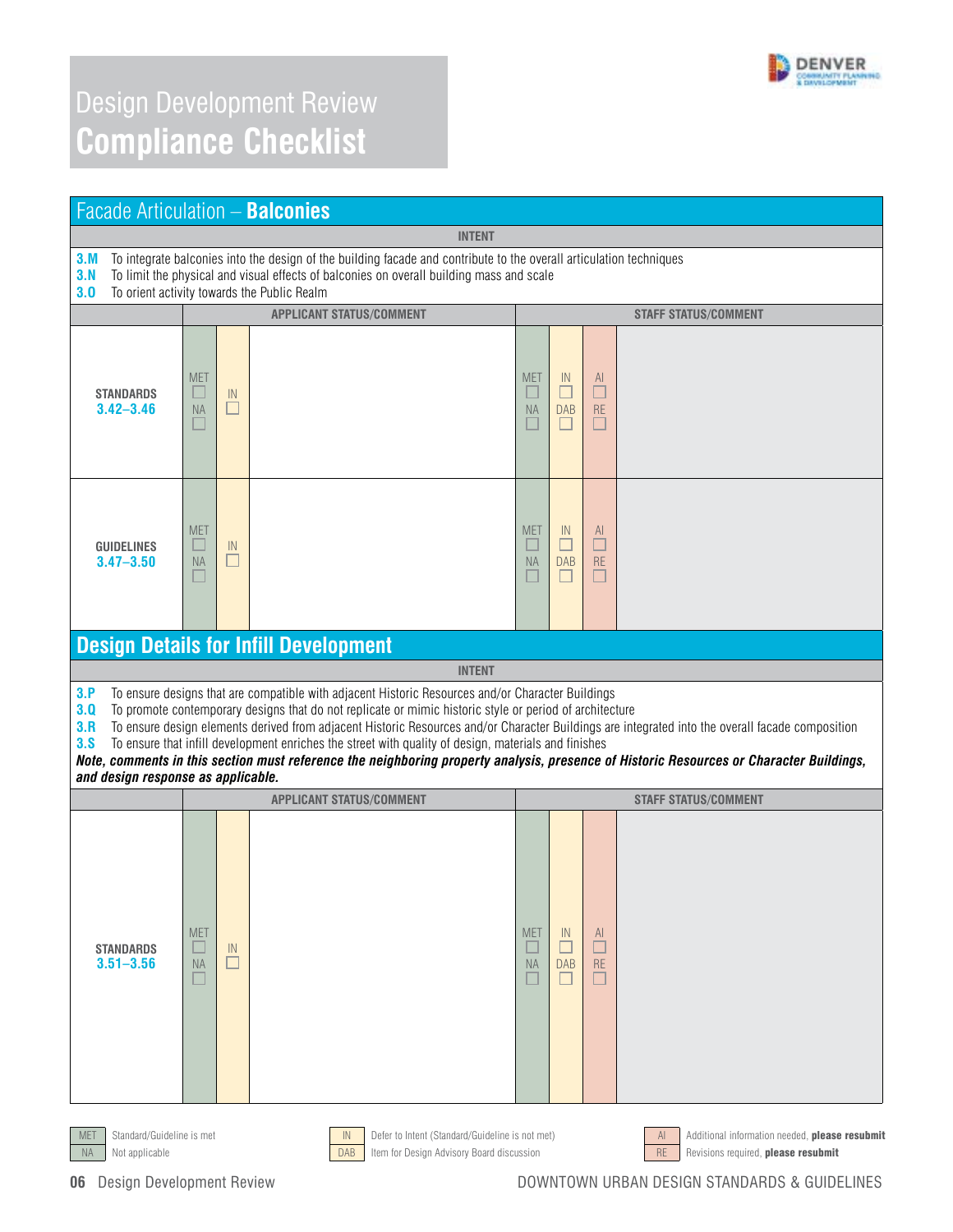# Design Development Review
## Compliance Checklist

## Facade Articulation – **Balconies**

**INTENT**

**3.M** To integrate balconies into the design of the building facade and contribute to the overall articulation techniques
**3.N** To limit the physical and visual effects of balconies on overall building mass and scale
**3.O** To orient activity towards the Public Realm

| | APPLICANT STATUS/COMMENT | | | STAFF STATUS/COMMENT | | | |
|---|---|---|---|---|---|---|---|
| **STANDARDS 3.42–3.46** | MET ☐ NA ☐ | IN ☐ | | MET ☐ NA ☐ | IN ☐ DAB ☐ | AI ☐ RE ☐ | |
| **GUIDELINES 3.47–3.50** | MET ☐ NA ☐ | IN ☐ | | MET ☐ NA ☐ | IN ☐ DAB ☐ | AI ☐ RE ☐ | |

## Design Details for Infill Development

**INTENT**

**3.P** To ensure designs that are compatible with adjacent Historic Resources and/or Character Buildings
**3.Q** To promote contemporary designs that do not replicate or mimic historic style or period of architecture
**3.R** To ensure design elements derived from adjacent Historic Resources and/or Character Buildings are integrated into the overall facade composition
**3.S** To ensure that infill development enriches the street with quality of design, materials and finishes

***Note, comments in this section must reference the neighboring property analysis, presence of Historic Resources or Character Buildings, and design response as applicable.***

| | APPLICANT STATUS/COMMENT | | | STAFF STATUS/COMMENT | | | |
|---|---|---|---|---|---|---|---|
| **STANDARDS 3.51–3.56** | MET ☐ NA ☐ | IN ☐ | | MET ☐ NA ☐ | IN ☐ DAB ☐ | AI ☐ RE ☐ | |

| | | | | | |
|---|---|---|---|---|---|
| MET | Standard/Guideline is met | IN | Defer to Intent (Standard/Guideline is not met) | AI | Additional information needed, **please resubmit** |
| NA | Not applicable | DAB | Item for Design Advisory Board discussion | RE | Revisions required, **please resubmit** |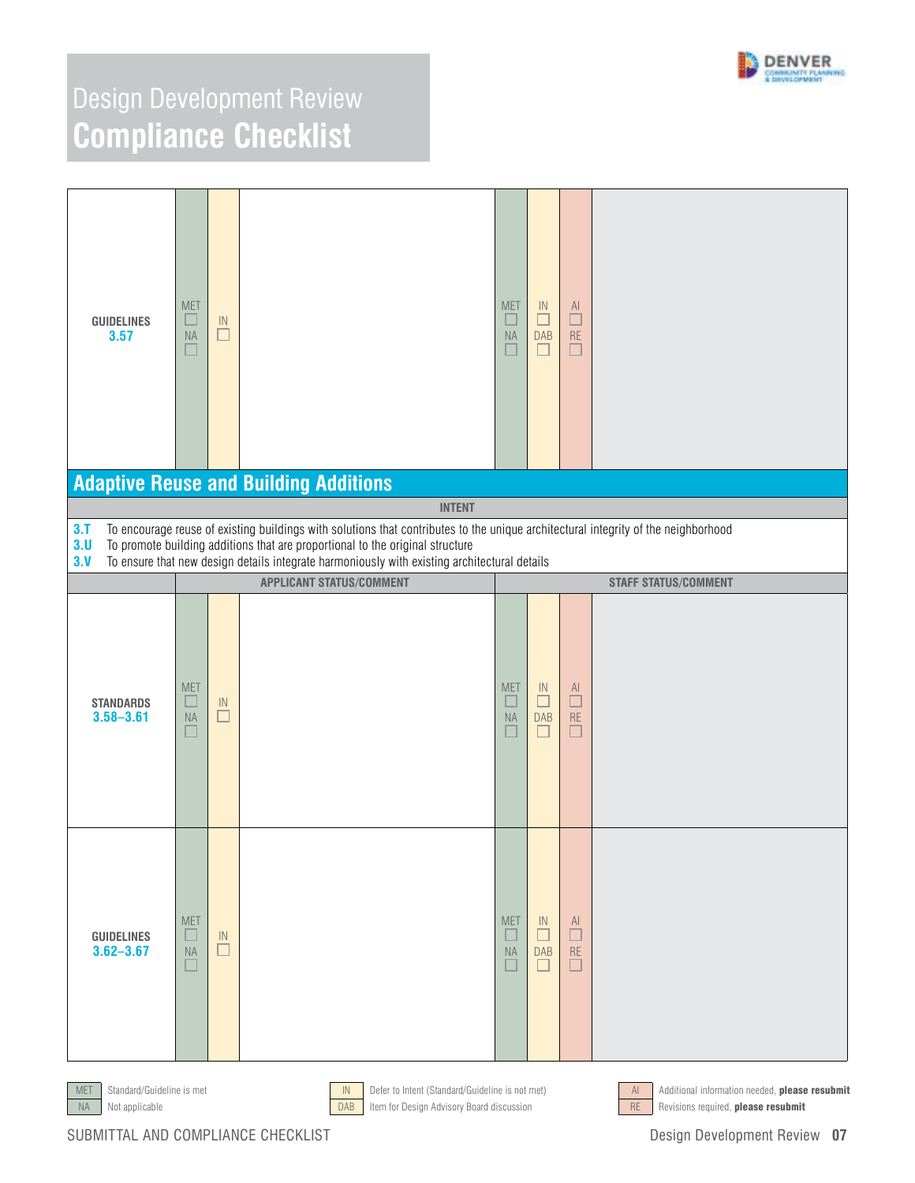# Design Development Review
# Compliance Checklist

| | | | | | | | |
|---|---|---|---|---|---|---|---|
| **GUIDELINES** 3.57 | MET ☐ NA ☐ | IN ☐ | | MET ☐ NA ☐ | IN ☐ DAB ☐ | AI ☐ RE ☐ | |

## Adaptive Reuse and Building Additions

**INTENT**

- **3.T** To encourage reuse of existing buildings with solutions that contributes to the unique architectural integrity of the neighborhood
- **3.U** To promote building additions that are proportional to the original structure
- **3.V** To ensure that new design details integrate harmoniously with existing architectural details

| | APPLICANT STATUS/COMMENT | | | STAFF STATUS/COMMENT | | | |
|---|---|---|---|---|---|---|---|
| **STANDARDS** 3.58–3.61 | MET ☐ NA ☐ | IN ☐ | | MET ☐ NA ☐ | IN ☐ DAB ☐ | AI ☐ RE ☐ | |
| **GUIDELINES** 3.62–3.67 | MET ☐ NA ☐ | IN ☐ | | MET ☐ NA ☐ | IN ☐ DAB ☐ | AI ☐ RE ☐ | |

| | | | | | |
|---|---|---|---|---|---|
| MET | Standard/Guideline is met | IN | Defer to Intent (Standard/Guideline is not met) | AI | Additional information needed, **please resubmit** |
| NA | Not applicable | DAB | Item for Design Advisory Board discussion | RE | Revisions required, **please resubmit** |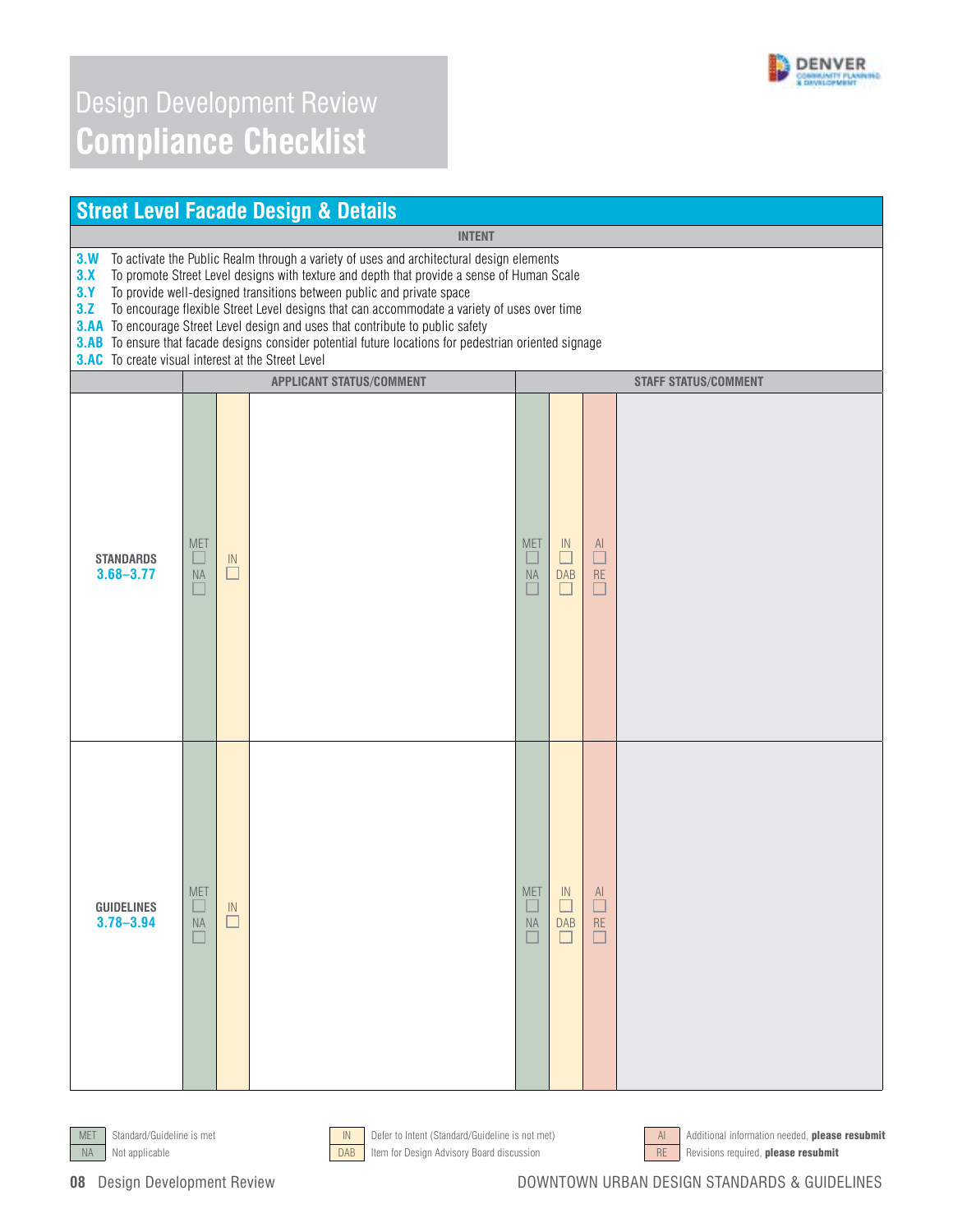# Design Development Review
## Compliance Checklist

### Street Level Facade Design & Details

**INTENT**

**3.W** To activate the Public Realm through a variety of uses and architectural design elements
**3.X** To promote Street Level designs with texture and depth that provide a sense of Human Scale
**3.Y** To provide well-designed transitions between public and private space
**3.Z** To encourage flexible Street Level designs that can accommodate a variety of uses over time
**3.AA** To encourage Street Level design and uses that contribute to public safety
**3.AB** To ensure that facade designs consider potential future locations for pedestrian oriented signage
**3.AC** To create visual interest at the Street Level

| | APPLICANT STATUS/COMMENT | | | STAFF STATUS/COMMENT | | | |
|---|---|---|---|---|---|---|---|
| **STANDARDS 3.68–3.77** | MET ☐ NA ☐ | IN ☐ | | MET ☐ NA ☐ | IN ☐ DAB ☐ | AI ☐ RE ☐ | |
| **GUIDELINES 3.78–3.94** | MET ☐ NA ☐ | IN ☐ | | MET ☐ NA ☐ | IN ☐ DAB ☐ | AI ☐ RE ☐ | |

| | |
|---|---|
| MET | Standard/Guideline is met |
| NA | Not applicable |
| IN | Defer to Intent (Standard/Guideline is not met) |
| DAB | Item for Design Advisory Board discussion |
| AI | Additional information needed, **please resubmit** |
| RE | Revisions required, **please resubmit** |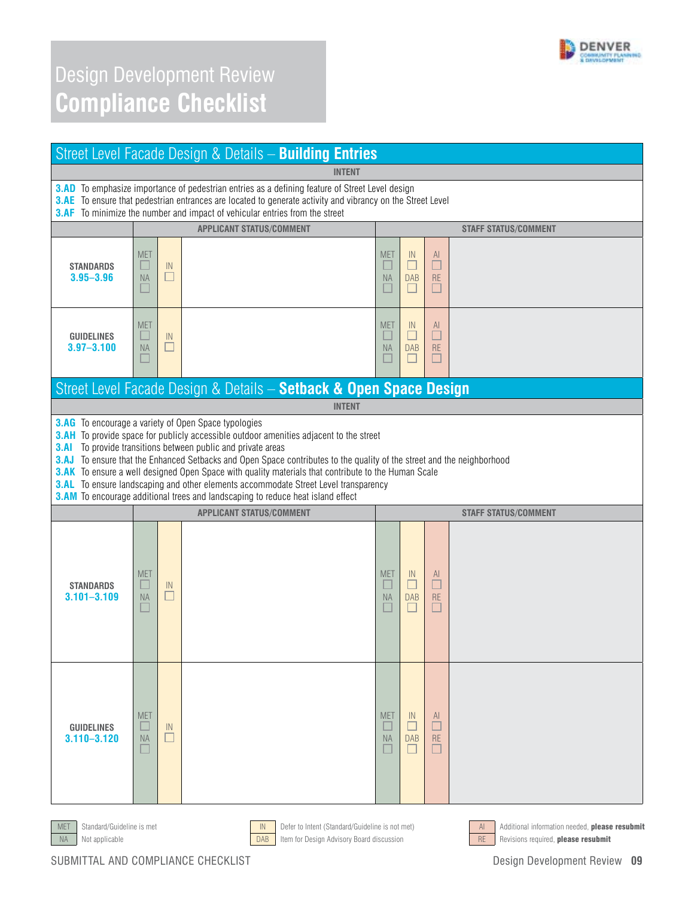# Design Development Review
## Compliance Checklist

### Street Level Facade Design & Details – **Building Entries**

**INTENT**

**3.AD** To emphasize importance of pedestrian entries as a defining feature of Street Level design
**3.AE** To ensure that pedestrian entrances are located to generate activity and vibrancy on the Street Level
**3.AF** To minimize the number and impact of vehicular entries from the street

| | APPLICANT STATUS/COMMENT | | | STAFF STATUS/COMMENT | | | |
|---|---|---|---|---|---|---|---|
| **STANDARDS** **3.95–3.96** | MET ☐ NA ☐ | IN ☐ | | MET ☐ NA ☐ | IN ☐ DAB ☐ | AI ☐ RE ☐ | |
| **GUIDELINES** **3.97–3.100** | MET ☐ NA ☐ | IN ☐ | | MET ☐ NA ☐ | IN ☐ DAB ☐ | AI ☐ RE ☐ | |

### Street Level Facade Design & Details – **Setback & Open Space Design**

**INTENT**

**3.AG** To encourage a variety of Open Space typologies
**3.AH** To provide space for publicly accessible outdoor amenities adjacent to the street
**3.AI** To provide transitions between public and private areas
**3.AJ** To ensure that the Enhanced Setbacks and Open Space contributes to the quality of the street and the neighborhood
**3.AK** To ensure a well designed Open Space with quality materials that contribute to the Human Scale
**3.AL** To ensure landscaping and other elements accommodate Street Level transparency
**3.AM** To encourage additional trees and landscaping to reduce heat island effect

| | APPLICANT STATUS/COMMENT | | | STAFF STATUS/COMMENT | | | |
|---|---|---|---|---|---|---|---|
| **STANDARDS** **3.101–3.109** | MET ☐ NA ☐ | IN ☐ | | MET ☐ NA ☐ | IN ☐ DAB ☐ | AI ☐ RE ☐ | |
| **GUIDELINES** **3.110–3.120** | MET ☐ NA ☐ | IN ☐ | | MET ☐ NA ☐ | IN ☐ DAB ☐ | AI ☐ RE ☐ | |

| | | | | | |
|---|---|---|---|---|---|
| MET | Standard/Guideline is met | IN | Defer to Intent (Standard/Guideline is not met) | AI | Additional information needed, **please resubmit** |
| NA | Not applicable | DAB | Item for Design Advisory Board discussion | RE | Revisions required, **please resubmit** |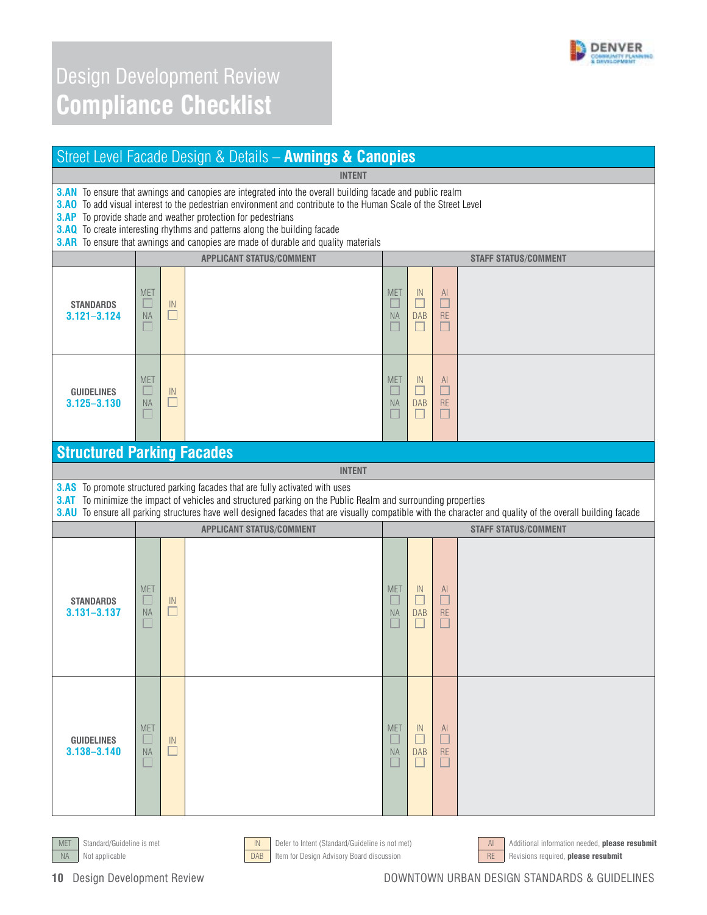# Design Development Review
# Compliance Checklist

## Street Level Facade Design & Details – **Awnings & Canopies**

**INTENT**

**3.AN** To ensure that awnings and canopies are integrated into the overall building facade and public realm
**3.AO** To add visual interest to the pedestrian environment and contribute to the Human Scale of the Street Level
**3.AP** To provide shade and weather protection for pedestrians
**3.AQ** To create interesting rhythms and patterns along the building facade
**3.AR** To ensure that awnings and canopies are made of durable and quality materials

| | APPLICANT STATUS/COMMENT | | | STAFF STATUS/COMMENT | | | |
|---|---|---|---|---|---|---|---|
| **STANDARDS 3.121–3.124** | MET ☐ NA ☐ | IN ☐ | | MET ☐ NA ☐ | IN ☐ DAB ☐ | AI ☐ RE ☐ | |
| **GUIDELINES 3.125–3.130** | MET ☐ NA ☐ | IN ☐ | | MET ☐ NA ☐ | IN ☐ DAB ☐ | AI ☐ RE ☐ | |

## Structured Parking Facades

**INTENT**

**3.AS** To promote structured parking facades that are fully activated with uses
**3.AT** To minimize the impact of vehicles and structured parking on the Public Realm and surrounding properties
**3.AU** To ensure all parking structures have well designed facades that are visually compatible with the character and quality of the overall building facade

| | APPLICANT STATUS/COMMENT | | | STAFF STATUS/COMMENT | | | |
|---|---|---|---|---|---|---|---|
| **STANDARDS 3.131–3.137** | MET ☐ NA ☐ | IN ☐ | | MET ☐ NA ☐ | IN ☐ DAB ☐ | AI ☐ RE ☐ | |
| **GUIDELINES 3.138–3.140** | MET ☐ NA ☐ | IN ☐ | | MET ☐ NA ☐ | IN ☐ DAB ☐ | AI ☐ RE ☐ | |

| | | | | | |
|---|---|---|---|---|---|
| MET | Standard/Guideline is met | IN | Defer to Intent (Standard/Guideline is not met) | AI | Additional information needed, **please resubmit** |
| NA | Not applicable | DAB | Item for Design Advisory Board discussion | RE | Revisions required, **please resubmit** |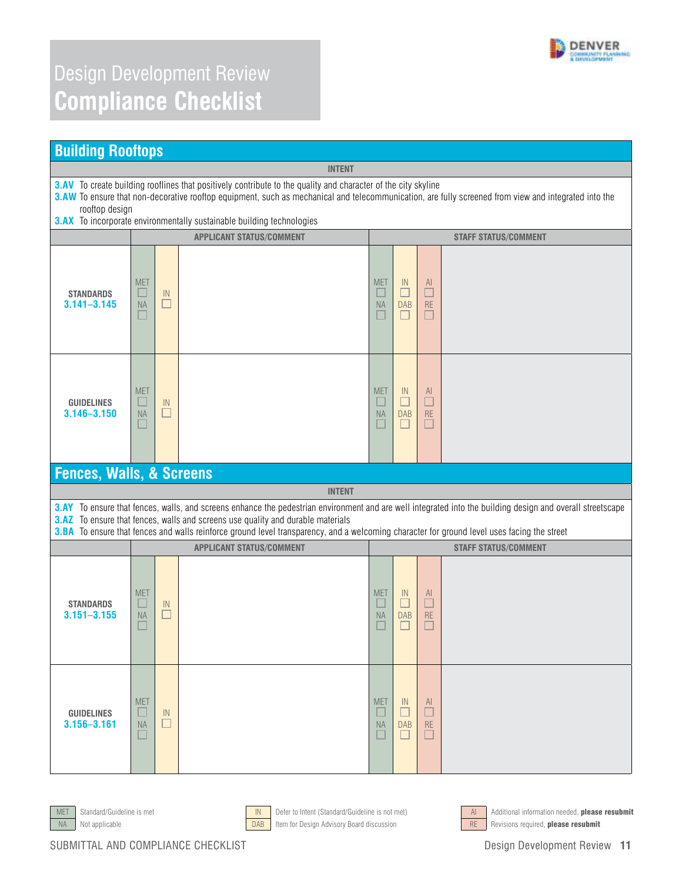# Design Development Review
## Compliance Checklist

## Building Rooftops

**INTENT**

**3.AV** To create building rooflines that positively contribute to the quality and character of the city skyline
**3.AW** To ensure that non-decorative rooftop equipment, such as mechanical and telecommunication, are fully screened from view and integrated into the rooftop design
**3.AX** To incorporate environmentally sustainable building technologies

| | APPLICANT STATUS/COMMENT | | | STAFF STATUS/COMMENT | | | |
|---|---|---|---|---|---|---|---|
| **STANDARDS 3.141–3.145** | MET ☐ NA ☐ | IN ☐ | | MET ☐ NA ☐ | IN ☐ DAB ☐ | AI ☐ RE ☐ | |
| **GUIDELINES 3.146–3.150** | MET ☐ NA ☐ | IN ☐ | | MET ☐ NA ☐ | IN ☐ DAB ☐ | AI ☐ RE ☐ | |

## Fences, Walls, & Screens

**INTENT**

**3.AY** To ensure that fences, walls, and screens enhance the pedestrian environment and are well integrated into the building design and overall streetscape
**3.AZ** To ensure that fences, walls and screens use quality and durable materials
**3.BA** To ensure that fences and walls reinforce ground level transparency, and a welcoming character for ground level uses facing the street

| | APPLICANT STATUS/COMMENT | | | STAFF STATUS/COMMENT | | | |
|---|---|---|---|---|---|---|---|
| **STANDARDS 3.151–3.155** | MET ☐ NA ☐ | IN ☐ | | MET ☐ NA ☐ | IN ☐ DAB ☐ | AI ☐ RE ☐ | |
| **GUIDELINES 3.156–3.161** | MET ☐ NA ☐ | IN ☐ | | MET ☐ NA ☐ | IN ☐ DAB ☐ | AI ☐ RE ☐ | |

| Code | Meaning |
|---|---|
| MET | Standard/Guideline is met |
| NA | Not applicable |
| IN | Defer to Intent (Standard/Guideline is not met) |
| DAB | Item for Design Advisory Board discussion |
| AI | Additional information needed, **please resubmit** |
| RE | Revisions required, **please resubmit** |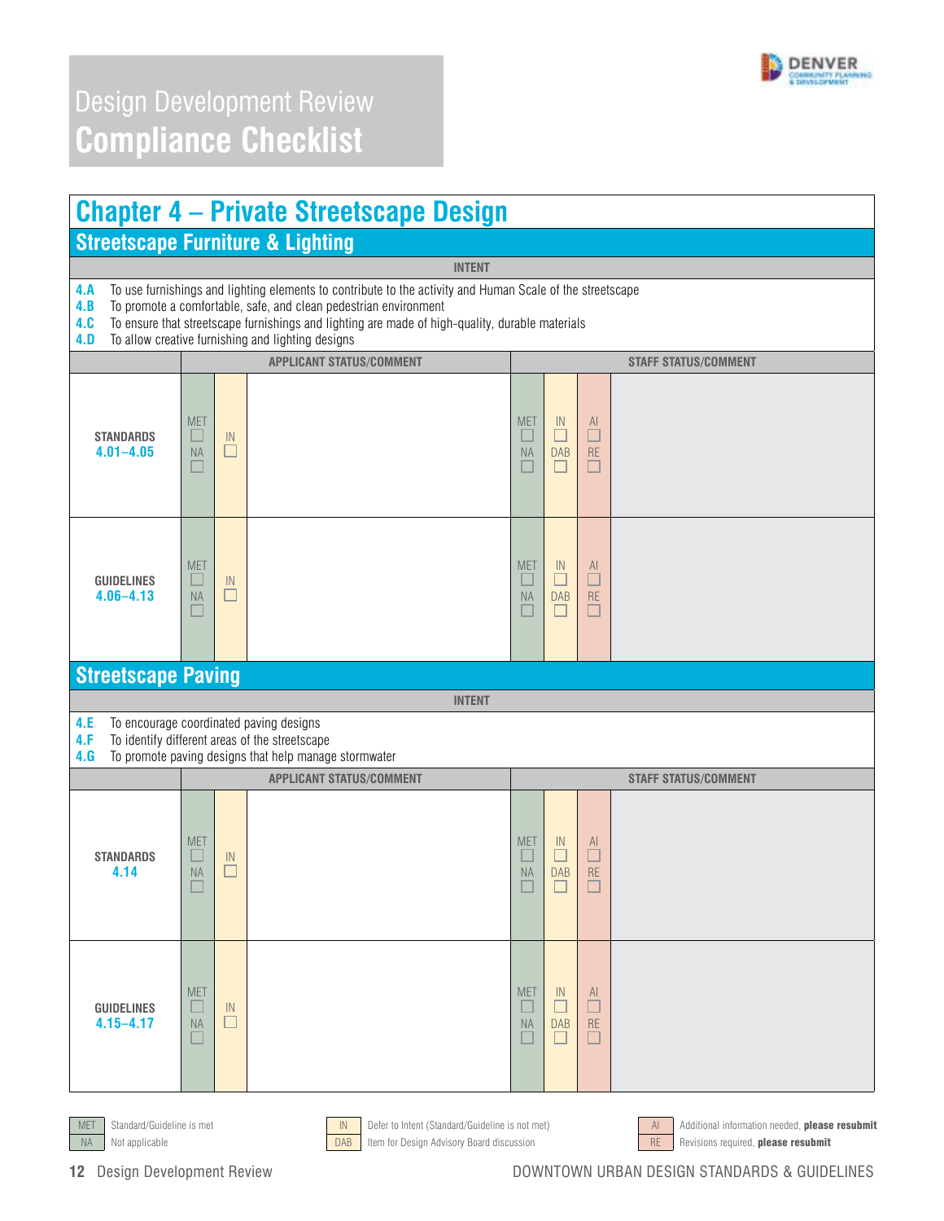# Design Development Review
# Compliance Checklist

## Chapter 4 – Private Streetscape Design

### Streetscape Furniture & Lighting

**INTENT**

- **4.A** To use furnishings and lighting elements to contribute to the activity and Human Scale of the streetscape
- **4.B** To promote a comfortable, safe, and clean pedestrian environment
- **4.C** To ensure that streetscape furnishings and lighting are made of high-quality, durable materials
- **4.D** To allow creative furnishing and lighting designs

| | APPLICANT STATUS/COMMENT | | | STAFF STATUS/COMMENT | | | |
|---|---|---|---|---|---|---|---|
| **STANDARDS 4.01–4.05** | MET ☐ NA ☐ | IN ☐ | | MET ☐ NA ☐ | IN ☐ DAB ☐ | AI ☐ RE ☐ | |
| **GUIDELINES 4.06–4.13** | MET ☐ NA ☐ | IN ☐ | | MET ☐ NA ☐ | IN ☐ DAB ☐ | AI ☐ RE ☐ | |

### Streetscape Paving

**INTENT**

- **4.E** To encourage coordinated paving designs
- **4.F** To identify different areas of the streetscape
- **4.G** To promote paving designs that help manage stormwater

| | APPLICANT STATUS/COMMENT | | | STAFF STATUS/COMMENT | | | |
|---|---|---|---|---|---|---|---|
| **STANDARDS 4.14** | MET ☐ NA ☐ | IN ☐ | | MET ☐ NA ☐ | IN ☐ DAB ☐ | AI ☐ RE ☐ | |
| **GUIDELINES 4.15–4.17** | MET ☐ NA ☐ | IN ☐ | | MET ☐ NA ☐ | IN ☐ DAB ☐ | AI ☐ RE ☐ | |

| | | | | | |
|---|---|---|---|---|---|
| MET | Standard/Guideline is met | IN | Defer to Intent (Standard/Guideline is not met) | AI | Additional information needed, **please resubmit** |
| NA | Not applicable | DAB | Item for Design Advisory Board discussion | RE | Revisions required, **please resubmit** |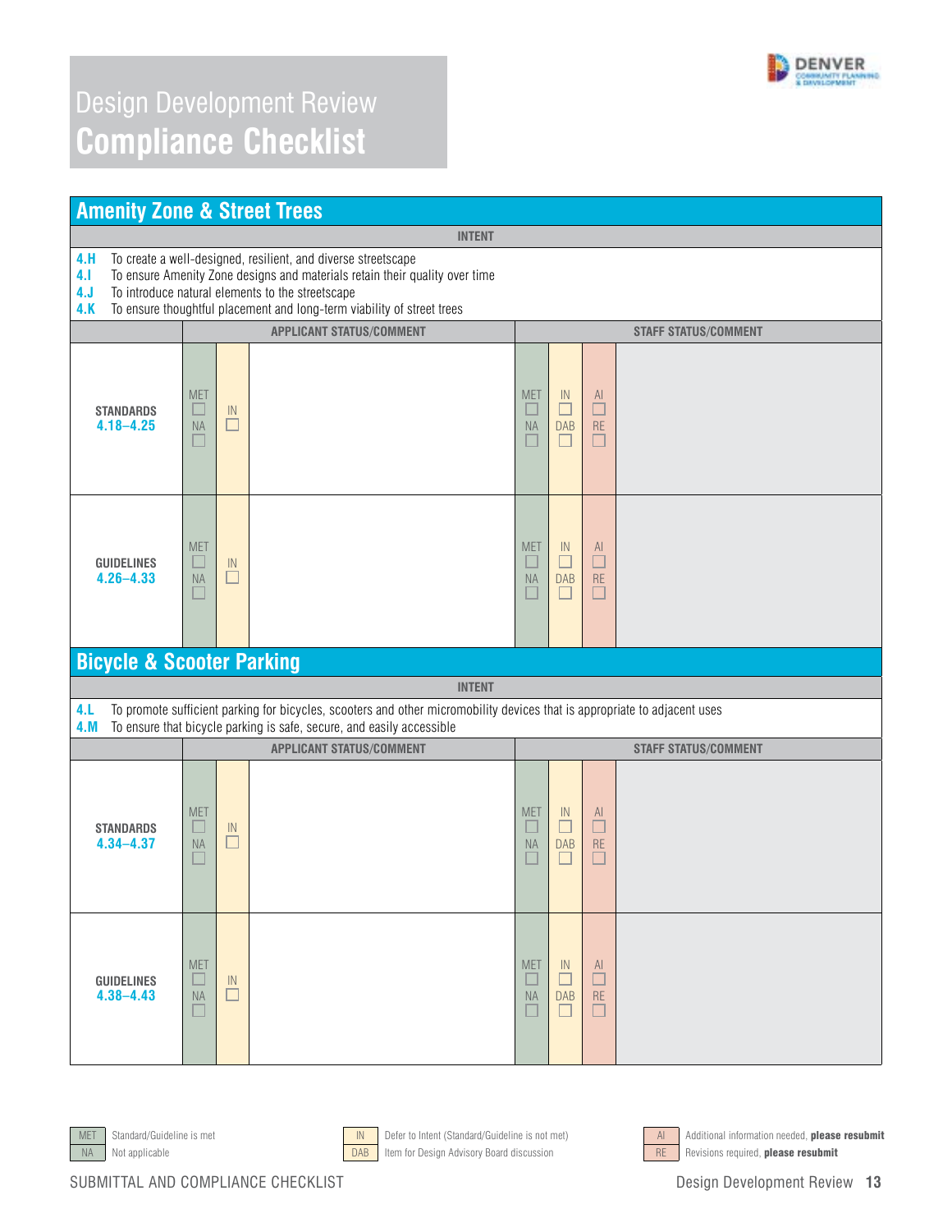# Design Development Review
## Compliance Checklist

## Amenity Zone & Street Trees

**INTENT**

**4.H** To create a well-designed, resilient, and diverse streetscape
**4.I** To ensure Amenity Zone designs and materials retain their quality over time
**4.J** To introduce natural elements to the streetscape
**4.K** To ensure thoughtful placement and long-term viability of street trees

| | APPLICANT STATUS/COMMENT | | | STAFF STATUS/COMMENT | | | |
|---|---|---|---|---|---|---|---|
| **STANDARDS 4.18–4.25** | MET ☐ NA ☐ | IN ☐ | | MET ☐ NA ☐ | IN ☐ DAB ☐ | AI ☐ RE ☐ | |
| **GUIDELINES 4.26–4.33** | MET ☐ NA ☐ | IN ☐ | | MET ☐ NA ☐ | IN ☐ DAB ☐ | AI ☐ RE ☐ | |

## Bicycle & Scooter Parking

**INTENT**

**4.L** To promote sufficient parking for bicycles, scooters and other micromobility devices that is appropriate to adjacent uses
**4.M** To ensure that bicycle parking is safe, secure, and easily accessible

| | APPLICANT STATUS/COMMENT | | | STAFF STATUS/COMMENT | | | |
|---|---|---|---|---|---|---|---|
| **STANDARDS 4.34–4.37** | MET ☐ NA ☐ | IN ☐ | | MET ☐ NA ☐ | IN ☐ DAB ☐ | AI ☐ RE ☐ | |
| **GUIDELINES 4.38–4.43** | MET ☐ NA ☐ | IN ☐ | | MET ☐ NA ☐ | IN ☐ DAB ☐ | AI ☐ RE ☐ | |

| | | | | | |
|---|---|---|---|---|---|
| MET | Standard/Guideline is met | IN | Defer to Intent (Standard/Guideline is not met) | AI | Additional information needed, **please resubmit** |
| NA | Not applicable | DAB | Item for Design Advisory Board discussion | RE | Revisions required, **please resubmit** |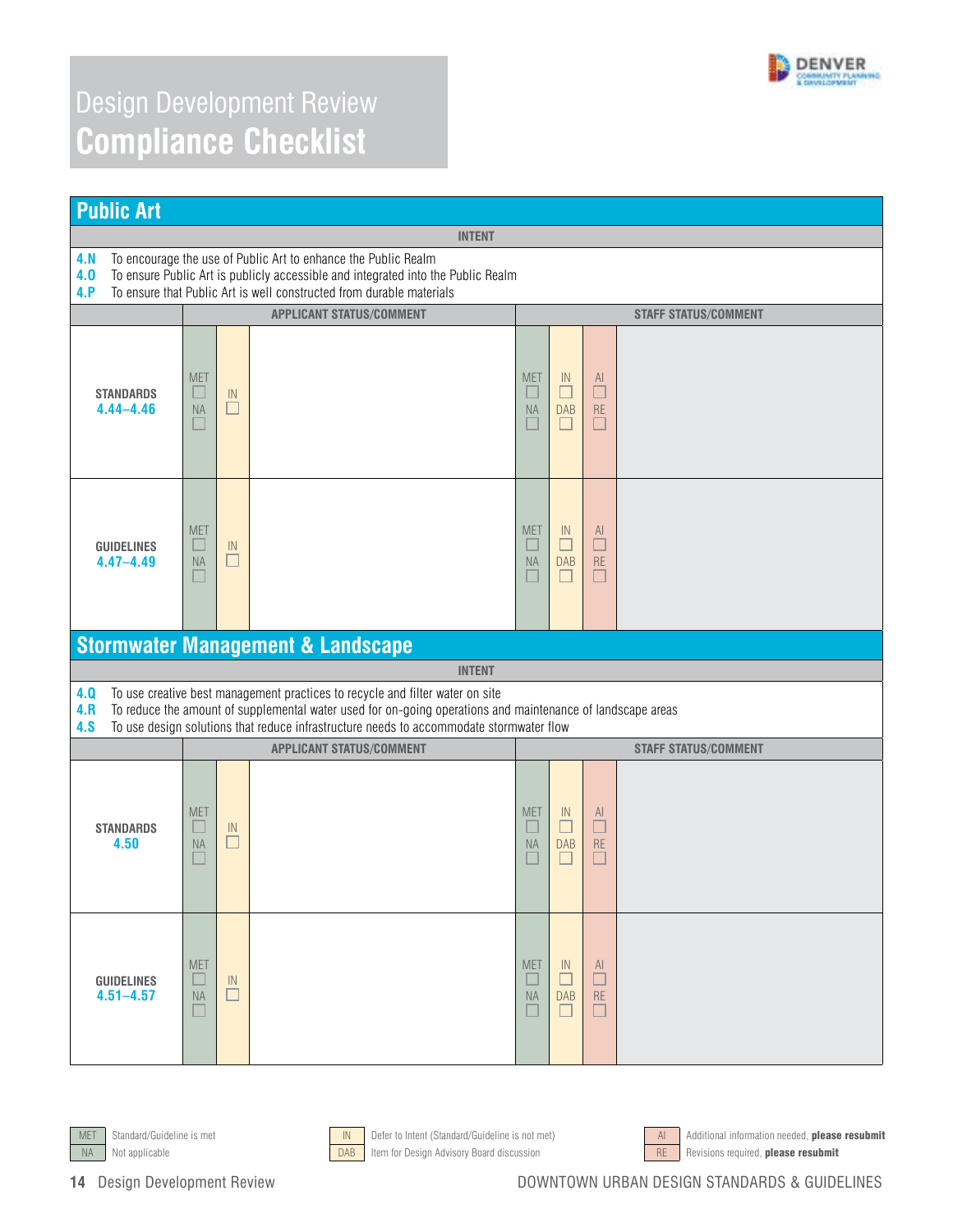# Design Development Review
## Compliance Checklist

## Public Art

**INTENT**

- **4.N** To encourage the use of Public Art to enhance the Public Realm
- **4.O** To ensure Public Art is publicly accessible and integrated into the Public Realm
- **4.P** To ensure that Public Art is well constructed from durable materials

| | APPLICANT STATUS/COMMENT | | | STAFF STATUS/COMMENT | | | |
|---|---|---|---|---|---|---|---|
| **STANDARDS 4.44–4.46** | MET ☐ NA ☐ | IN ☐ | | MET ☐ NA ☐ | IN ☐ DAB ☐ | AI ☐ RE ☐ | |
| **GUIDELINES 4.47–4.49** | MET ☐ NA ☐ | IN ☐ | | MET ☐ NA ☐ | IN ☐ DAB ☐ | AI ☐ RE ☐ | |

## Stormwater Management & Landscape

**INTENT**

- **4.Q** To use creative best management practices to recycle and filter water on site
- **4.R** To reduce the amount of supplemental water used for on-going operations and maintenance of landscape areas
- **4.S** To use design solutions that reduce infrastructure needs to accommodate stormwater flow

| | APPLICANT STATUS/COMMENT | | | STAFF STATUS/COMMENT | | | |
|---|---|---|---|---|---|---|---|
| **STANDARDS 4.50** | MET ☐ NA ☐ | IN ☐ | | MET ☐ NA ☐ | IN ☐ DAB ☐ | AI ☐ RE ☐ | |
| **GUIDELINES 4.51–4.57** | MET ☐ NA ☐ | IN ☐ | | MET ☐ NA ☐ | IN ☐ DAB ☐ | AI ☐ RE ☐ | |

| | |
|---|---|
| MET | Standard/Guideline is met |
| NA | Not applicable |
| IN | Defer to Intent (Standard/Guideline is not met) |
| DAB | Item for Design Advisory Board discussion |
| AI | Additional information needed, **please resubmit** |
| RE | Revisions required, **please resubmit** |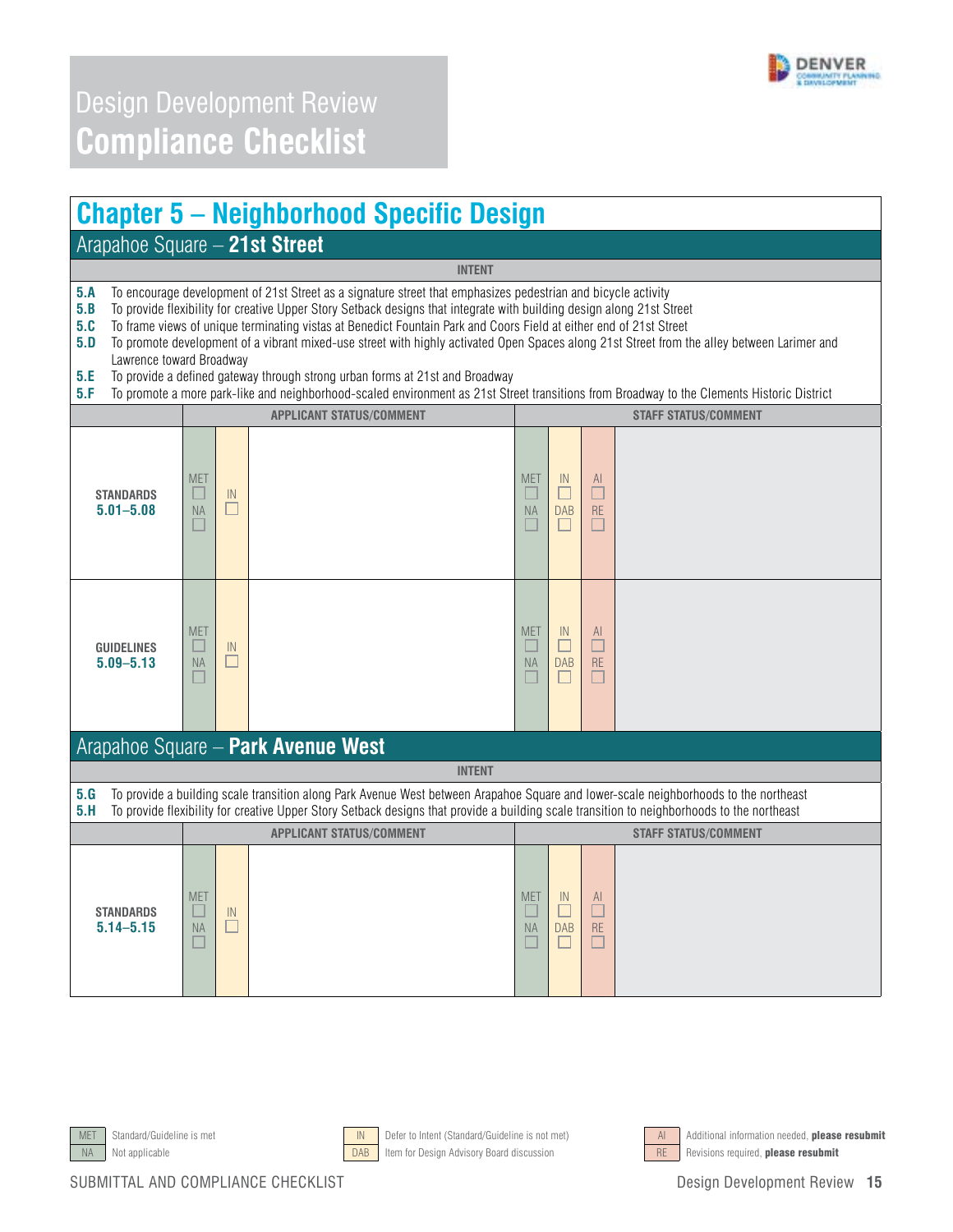# Design Development Review
## Compliance Checklist

## Chapter 5 – Neighborhood Specific Design

### Arapahoe Square – 21st Street

**INTENT**

**5.A** To encourage development of 21st Street as a signature street that emphasizes pedestrian and bicycle activity
**5.B** To provide flexibility for creative Upper Story Setback designs that integrate with building design along 21st Street
**5.C** To frame views of unique terminating vistas at Benedict Fountain Park and Coors Field at either end of 21st Street
**5.D** To promote development of a vibrant mixed-use street with highly activated Open Spaces along 21st Street from the alley between Larimer and Lawrence toward Broadway
**5.E** To provide a defined gateway through strong urban forms at 21st and Broadway
**5.F** To promote a more park-like and neighborhood-scaled environment as 21st Street transitions from Broadway to the Clements Historic District

| | APPLICANT STATUS/COMMENT | | | STAFF STATUS/COMMENT | | | |
|---|---|---|---|---|---|---|---|
| **STANDARDS 5.01–5.08** | MET ☐ NA ☐ | IN ☐ | | MET ☐ NA ☐ | IN ☐ DAB ☐ | AI ☐ RE ☐ | |
| **GUIDELINES 5.09–5.13** | MET ☐ NA ☐ | IN ☐ | | MET ☐ NA ☐ | IN ☐ DAB ☐ | AI ☐ RE ☐ | |

### Arapahoe Square – Park Avenue West

**INTENT**

**5.G** To provide a building scale transition along Park Avenue West between Arapahoe Square and lower-scale neighborhoods to the northeast
**5.H** To provide flexibility for creative Upper Story Setback designs that provide a building scale transition to neighborhoods to the northeast

| | APPLICANT STATUS/COMMENT | | | STAFF STATUS/COMMENT | | | |
|---|---|---|---|---|---|---|---|
| **STANDARDS 5.14–5.15** | MET ☐ NA ☐ | IN ☐ | | MET ☐ NA ☐ | IN ☐ DAB ☐ | AI ☐ RE ☐ | |

| | | | | | |
|---|---|---|---|---|---|
| MET | Standard/Guideline is met | IN | Defer to Intent (Standard/Guideline is not met) | AI | Additional information needed, **please resubmit** |
| NA | Not applicable | DAB | Item for Design Advisory Board discussion | RE | Revisions required, **please resubmit** |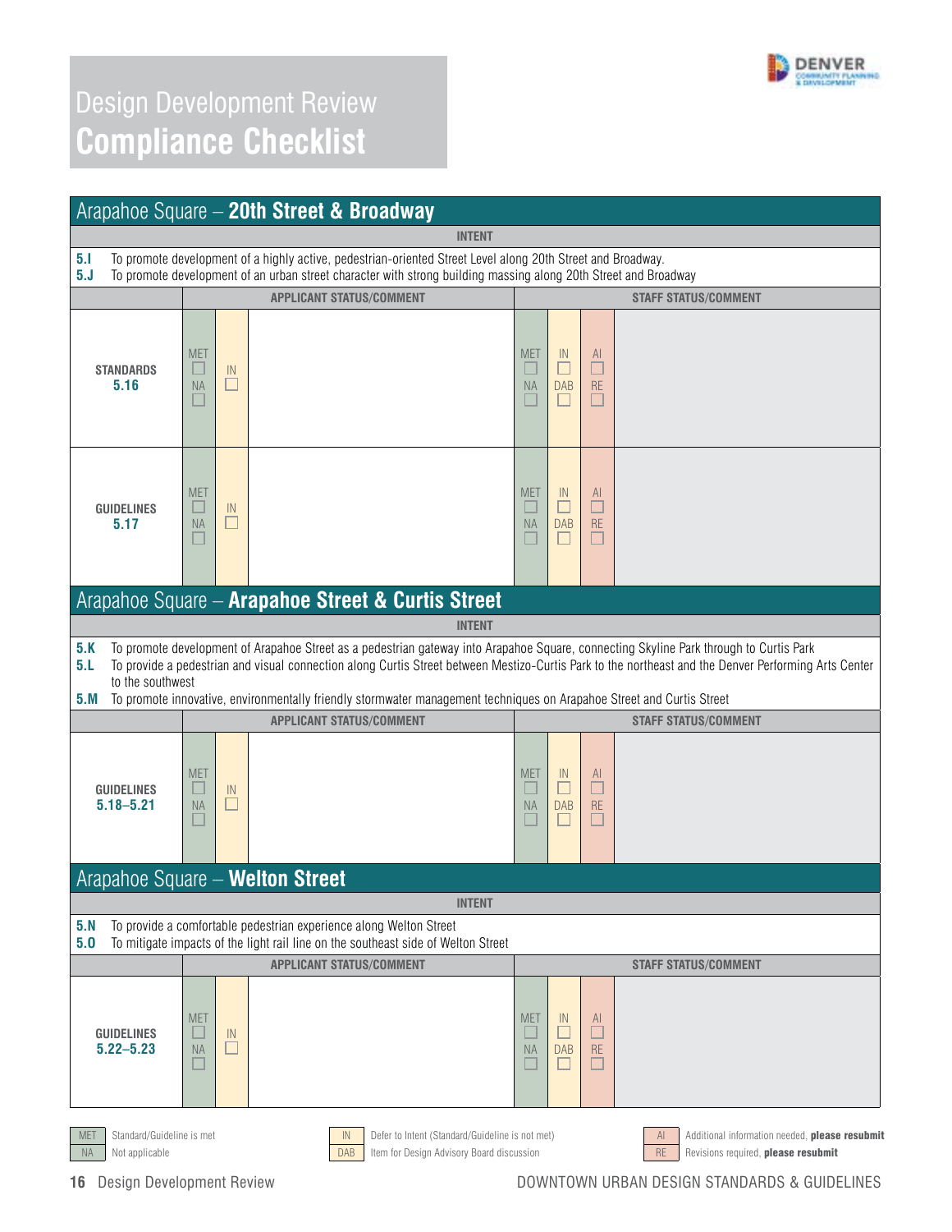# Design Development Review
# Compliance Checklist

## Arapahoe Square – 20th Street & Broadway

**INTENT**

**5.I** To promote development of a highly active, pedestrian-oriented Street Level along 20th Street and Broadway.
**5.J** To promote development of an urban street character with strong building massing along 20th Street and Broadway

| | APPLICANT STATUS/COMMENT | | | STAFF STATUS/COMMENT | | | |
|---|---|---|---|---|---|---|---|
| **STANDARDS 5.16** | MET ☐ NA ☐ | IN ☐ | | MET ☐ NA ☐ | IN ☐ DAB ☐ | AI ☐ RE ☐ | |
| **GUIDELINES 5.17** | MET ☐ NA ☐ | IN ☐ | | MET ☐ NA ☐ | IN ☐ DAB ☐ | AI ☐ RE ☐ | |

## Arapahoe Square – Arapahoe Street & Curtis Street

**INTENT**

**5.K** To promote development of Arapahoe Street as a pedestrian gateway into Arapahoe Square, connecting Skyline Park through to Curtis Park
**5.L** To provide a pedestrian and visual connection along Curtis Street between Mestizo-Curtis Park to the northeast and the Denver Performing Arts Center to the southwest
**5.M** To promote innovative, environmentally friendly stormwater management techniques on Arapahoe Street and Curtis Street

| | APPLICANT STATUS/COMMENT | | | STAFF STATUS/COMMENT | | | |
|---|---|---|---|---|---|---|---|
| **GUIDELINES 5.18–5.21** | MET ☐ NA ☐ | IN ☐ | | MET ☐ NA ☐ | IN ☐ DAB ☐ | AI ☐ RE ☐ | |

## Arapahoe Square – Welton Street

**INTENT**

**5.N** To provide a comfortable pedestrian experience along Welton Street
**5.O** To mitigate impacts of the light rail line on the southeast side of Welton Street

| | APPLICANT STATUS/COMMENT | | | STAFF STATUS/COMMENT | | | |
|---|---|---|---|---|---|---|---|
| **GUIDELINES 5.22–5.23** | MET ☐ NA ☐ | IN ☐ | | MET ☐ NA ☐ | IN ☐ DAB ☐ | AI ☐ RE ☐ | |

MET – Standard/Guideline is met
NA – Not applicable
IN – Defer to Intent (Standard/Guideline is not met)
DAB – Item for Design Advisory Board discussion
AI – Additional information needed, **please resubmit**
RE – Revisions required, **please resubmit**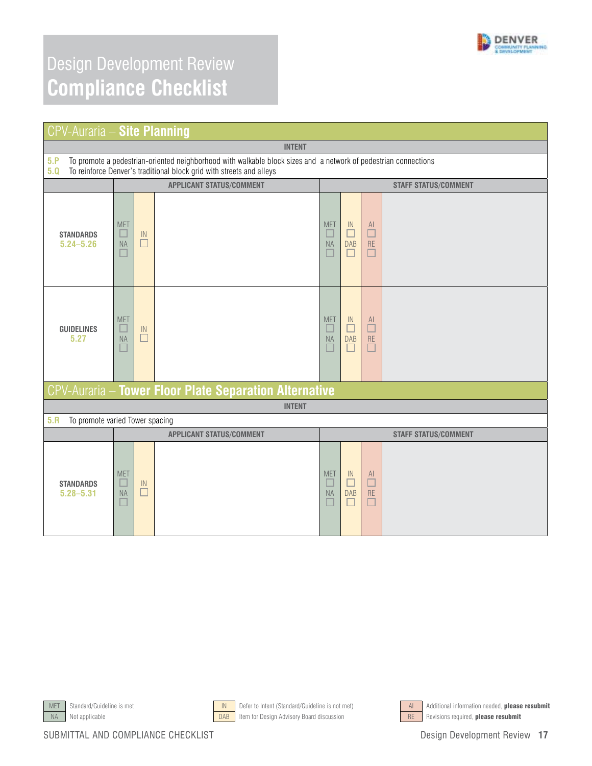# Design Development Review
# Compliance Checklist

## CPV-Auraria – Site Planning

**INTENT**

**5.P** To promote a pedestrian-oriented neighborhood with walkable block sizes and a network of pedestrian connections
**5.Q** To reinforce Denver's traditional block grid with streets and alleys

| | APPLICANT STATUS/COMMENT | | | STAFF STATUS/COMMENT | | | |
|---|---|---|---|---|---|---|---|
| **STANDARDS 5.24–5.26** | MET ☐ NA ☐ | IN ☐ | | MET ☐ NA ☐ | IN ☐ DAB ☐ | AI ☐ RE ☐ | |
| **GUIDELINES 5.27** | MET ☐ NA ☐ | IN ☐ | | MET ☐ NA ☐ | IN ☐ DAB ☐ | AI ☐ RE ☐ | |

## CPV-Auraria – Tower Floor Plate Separation Alternative

**INTENT**

**5.R** To promote varied Tower spacing

| | APPLICANT STATUS/COMMENT | | | STAFF STATUS/COMMENT | | | |
|---|---|---|---|---|---|---|---|
| **STANDARDS 5.28–5.31** | MET ☐ NA ☐ | IN ☐ | | MET ☐ NA ☐ | IN ☐ DAB ☐ | AI ☐ RE ☐ | |

| | | | | | |
|---|---|---|---|---|---|
| MET | Standard/Guideline is met | IN | Defer to Intent (Standard/Guideline is not met) | AI | Additional information needed, **please resubmit** |
| NA | Not applicable | DAB | Item for Design Advisory Board discussion | RE | Revisions required, **please resubmit** |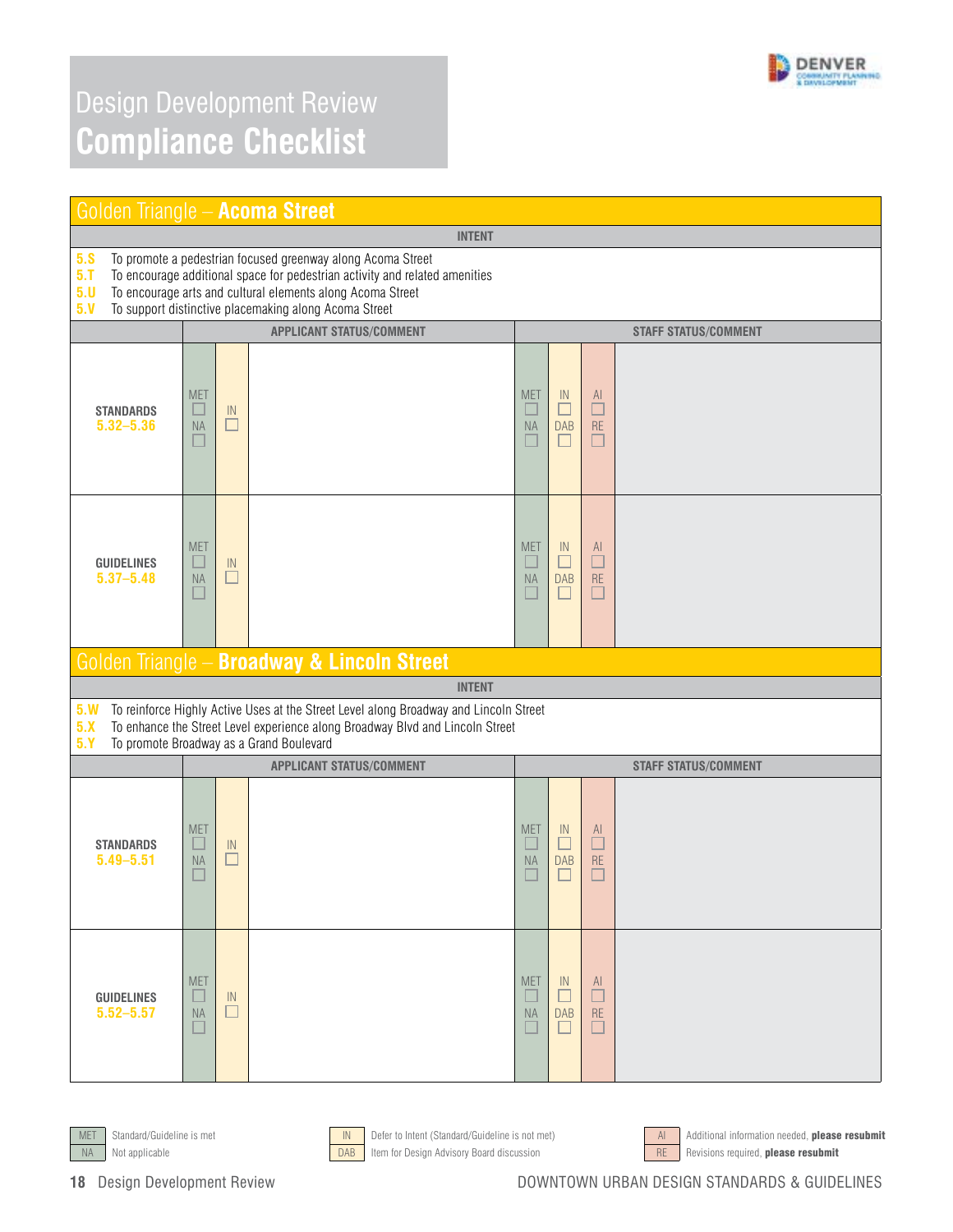# Design Development Review
# Compliance Checklist

## Golden Triangle – Acoma Street

**INTENT**

- **5.S** To promote a pedestrian focused greenway along Acoma Street
- **5.T** To encourage additional space for pedestrian activity and related amenities
- **5.U** To encourage arts and cultural elements along Acoma Street
- **5.V** To support distinctive placemaking along Acoma Street

| | APPLICANT STATUS/COMMENT | | | STAFF STATUS/COMMENT | | | |
|---|---|---|---|---|---|---|---|
| **STANDARDS 5.32–5.36** | MET ☐ NA ☐ | IN ☐ | | MET ☐ NA ☐ | IN ☐ DAB ☐ | AI ☐ RE ☐ | |
| **GUIDELINES 5.37–5.48** | MET ☐ NA ☐ | IN ☐ | | MET ☐ NA ☐ | IN ☐ DAB ☐ | AI ☐ RE ☐ | |

## Golden Triangle – Broadway & Lincoln Street

**INTENT**

- **5.W** To reinforce Highly Active Uses at the Street Level along Broadway and Lincoln Street
- **5.X** To enhance the Street Level experience along Broadway Blvd and Lincoln Street
- **5.Y** To promote Broadway as a Grand Boulevard

| | APPLICANT STATUS/COMMENT | | | STAFF STATUS/COMMENT | | | |
|---|---|---|---|---|---|---|---|
| **STANDARDS 5.49–5.51** | MET ☐ NA ☐ | IN ☐ | | MET ☐ NA ☐ | IN ☐ DAB ☐ | AI ☐ RE ☐ | |
| **GUIDELINES 5.52–5.57** | MET ☐ NA ☐ | IN ☐ | | MET ☐ NA ☐ | IN ☐ DAB ☐ | AI ☐ RE ☐ | |

| | |
|---|---|
| MET | Standard/Guideline is met |
| NA | Not applicable |
| IN | Defer to Intent (Standard/Guideline is not met) |
| DAB | Item for Design Advisory Board discussion |
| AI | Additional information needed, **please resubmit** |
| RE | Revisions required, **please resubmit** |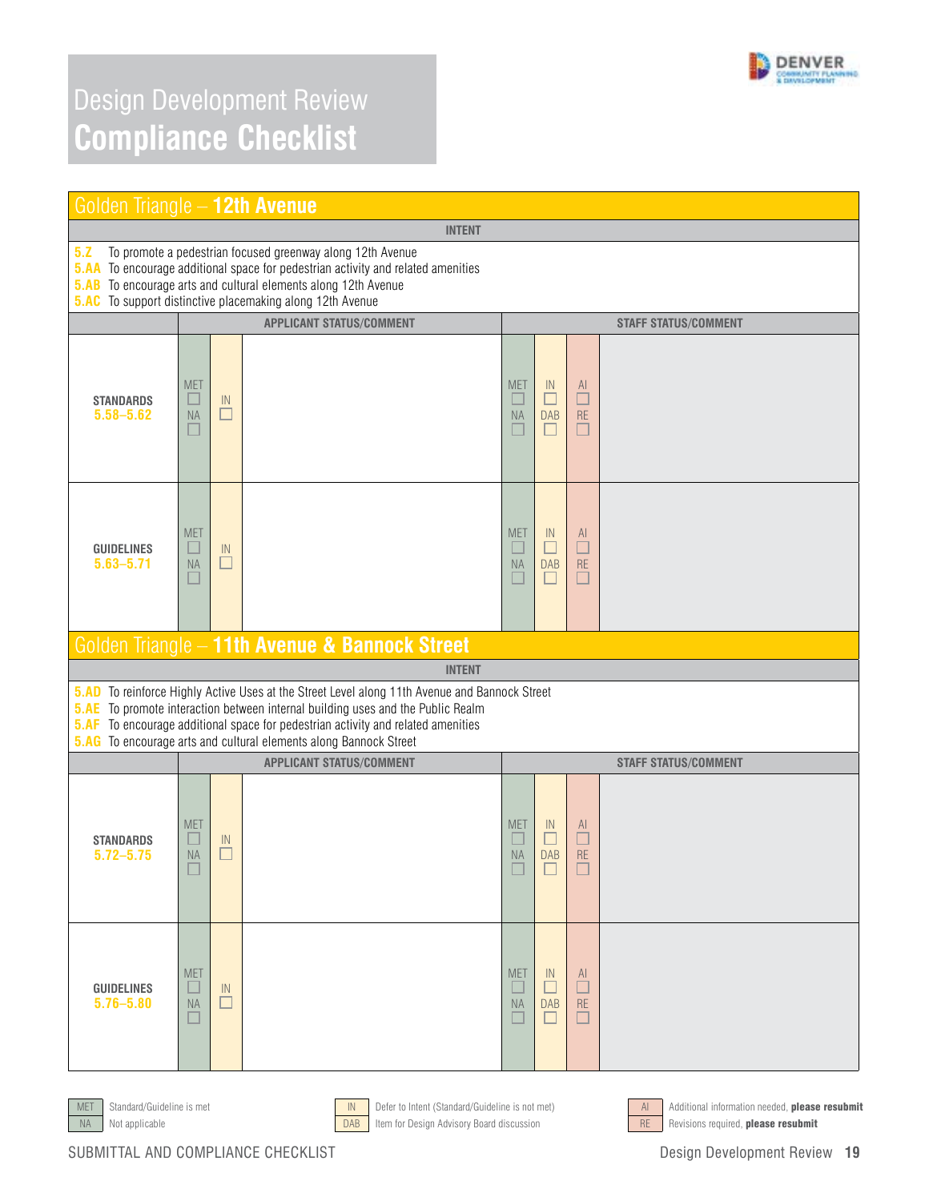# Design Development Review
## Compliance Checklist

### Golden Triangle – 12th Avenue

**INTENT**

**5.Z** To promote a pedestrian focused greenway along 12th Avenue
**5.AA** To encourage additional space for pedestrian activity and related amenities
**5.AB** To encourage arts and cultural elements along 12th Avenue
**5.AC** To support distinctive placemaking along 12th Avenue

| | APPLICANT STATUS/COMMENT | | | STAFF STATUS/COMMENT | | | |
|---|---|---|---|---|---|---|---|
| **STANDARDS 5.58–5.62** | MET ☐ NA ☐ | IN ☐ | | MET ☐ NA ☐ | IN ☐ DAB ☐ | AI ☐ RE ☐ | |
| **GUIDELINES 5.63–5.71** | MET ☐ NA ☐ | IN ☐ | | MET ☐ NA ☐ | IN ☐ DAB ☐ | AI ☐ RE ☐ | |

### Golden Triangle – 11th Avenue & Bannock Street

**INTENT**

**5.AD** To reinforce Highly Active Uses at the Street Level along 11th Avenue and Bannock Street
**5.AE** To promote interaction between internal building uses and the Public Realm
**5.AF** To encourage additional space for pedestrian activity and related amenities
**5.AG** To encourage arts and cultural elements along Bannock Street

| | APPLICANT STATUS/COMMENT | | | STAFF STATUS/COMMENT | | | |
|---|---|---|---|---|---|---|---|
| **STANDARDS 5.72–5.75** | MET ☐ NA ☐ | IN ☐ | | MET ☐ NA ☐ | IN ☐ DAB ☐ | AI ☐ RE ☐ | |
| **GUIDELINES 5.76–5.80** | MET ☐ NA ☐ | IN ☐ | | MET ☐ NA ☐ | IN ☐ DAB ☐ | AI ☐ RE ☐ | |

MET — Standard/Guideline is met
NA — Not applicable
IN — Defer to Intent (Standard/Guideline is not met)
DAB — Item for Design Advisory Board discussion
AI — Additional information needed, **please resubmit**
RE — Revisions required, **please resubmit**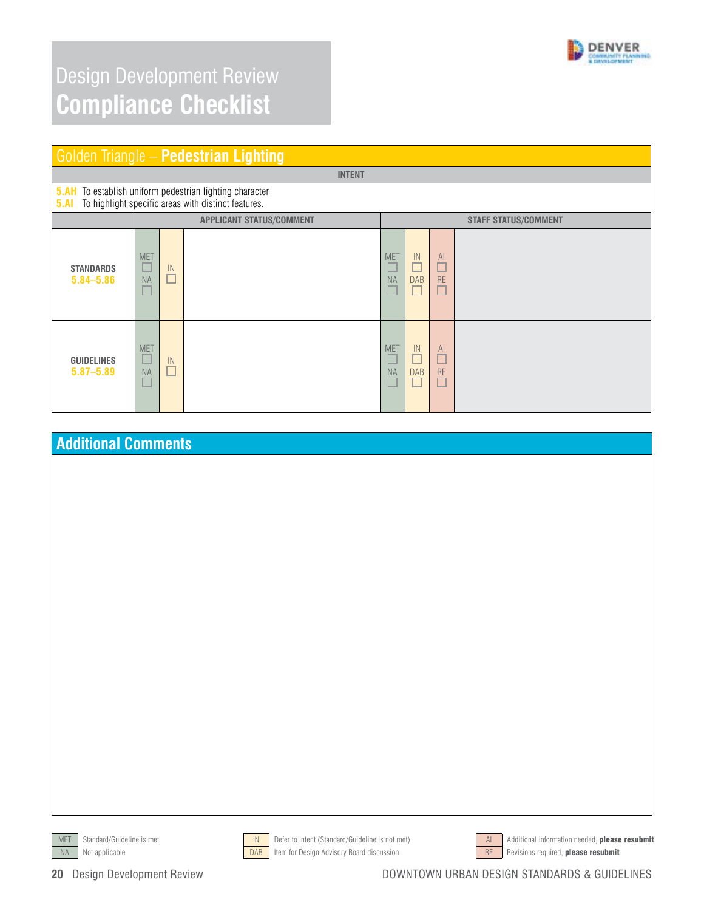# Design Development Review
# Compliance Checklist

## Golden Triangle – Pedestrian Lighting

**INTENT**

**5.AH** To establish uniform pedestrian lighting character
**5.AI** To highlight specific areas with distinct features.

| | APPLICANT STATUS/COMMENT | | | STAFF STATUS/COMMENT | | | |
|---|---|---|---|---|---|---|---|
| **STANDARDS 5.84–5.86** | MET ☐ NA ☐ | IN ☐ | | MET ☐ NA ☐ | IN ☐ DAB ☐ | AI ☐ RE ☐ | |
| **GUIDELINES 5.87–5.89** | MET ☐ NA ☐ | IN ☐ | | MET ☐ NA ☐ | IN ☐ DAB ☐ | AI ☐ RE ☐ | |

## Additional Comments

| | | | | | |
|---|---|---|---|---|---|
| MET | Standard/Guideline is met | IN | Defer to Intent (Standard/Guideline is not met) | AI | Additional information needed, **please resubmit** |
| NA | Not applicable | DAB | Item for Design Advisory Board discussion | RE | Revisions required, **please resubmit** |